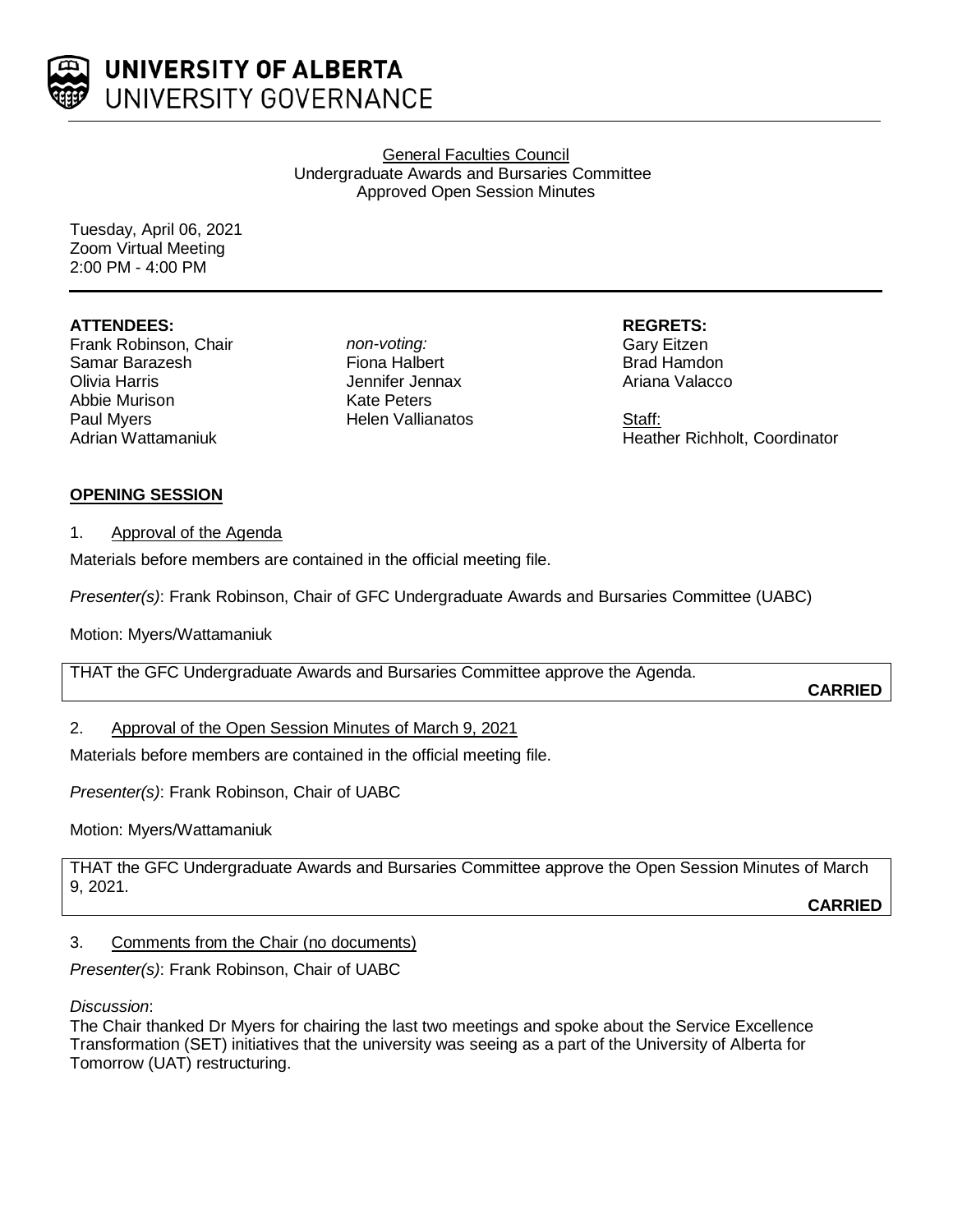UNIVERSITY OF ALBERTA
UNIVERSITY GOVERNANCE

General Faculties Council
Undergraduate Awards and Bursaries Committee
Approved Open Session Minutes

Tuesday, April 06, 2021
Zoom Virtual Meeting
2:00 PM - 4:00 PM

**ATTENDEES:**
Frank Robinson, Chair
Samar Barazesh
Olivia Harris
Abbie Murison
Paul Myers
Adrian Wattamaniuk

*non-voting:*
Fiona Halbert
Jennifer Jennax
Kate Peters
Helen Vallianatos

**REGRETS:**
Gary Eitzen
Brad Hamdon
Ariana Valacco

Staff:
Heather Richholt, Coordinator

## OPENING SESSION

1. Approval of the Agenda

Materials before members are contained in the official meeting file.

*Presenter(s)*: Frank Robinson, Chair of GFC Undergraduate Awards and Bursaries Committee (UABC)

Motion: Myers/Wattamaniuk

THAT the GFC Undergraduate Awards and Bursaries Committee approve the Agenda.

**CARRIED**

2. Approval of the Open Session Minutes of March 9, 2021

Materials before members are contained in the official meeting file.

*Presenter(s)*: Frank Robinson, Chair of UABC

Motion: Myers/Wattamaniuk

THAT the GFC Undergraduate Awards and Bursaries Committee approve the Open Session Minutes of March 9, 2021.

**CARRIED**

3. Comments from the Chair (no documents)

*Presenter(s)*: Frank Robinson, Chair of UABC

*Discussion*:
The Chair thanked Dr Myers for chairing the last two meetings and spoke about the Service Excellence Transformation (SET) initiatives that the university was seeing as a part of the University of Alberta for Tomorrow (UAT) restructuring.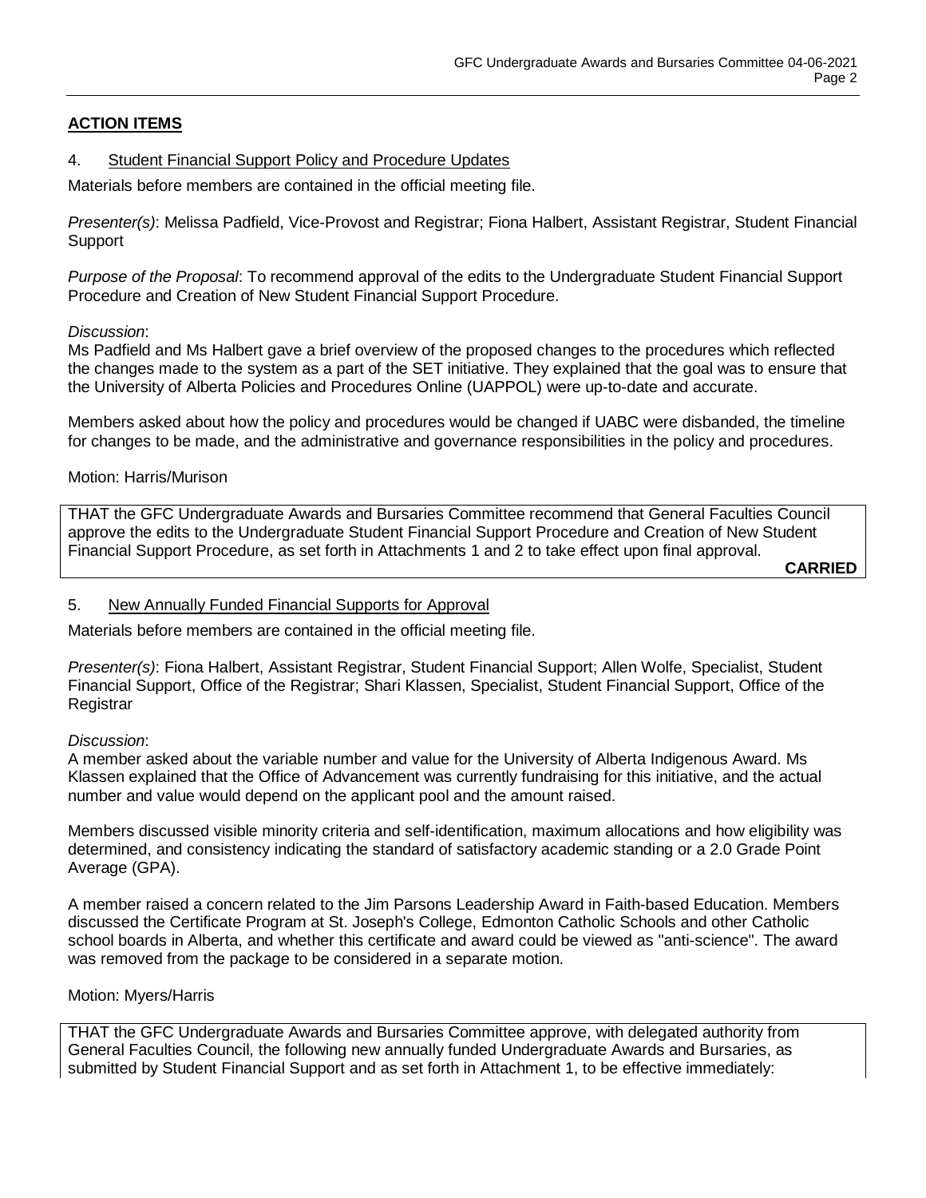## ACTION ITEMS

### 4. Student Financial Support Policy and Procedure Updates

Materials before members are contained in the official meeting file.

*Presenter(s)*: Melissa Padfield, Vice-Provost and Registrar; Fiona Halbert, Assistant Registrar, Student Financial Support

*Purpose of the Proposal*: To recommend approval of the edits to the Undergraduate Student Financial Support Procedure and Creation of New Student Financial Support Procedure.

*Discussion*:
Ms Padfield and Ms Halbert gave a brief overview of the proposed changes to the procedures which reflected the changes made to the system as a part of the SET initiative. They explained that the goal was to ensure that the University of Alberta Policies and Procedures Online (UAPPOL) were up-to-date and accurate.

Members asked about how the policy and procedures would be changed if UABC were disbanded, the timeline for changes to be made, and the administrative and governance responsibilities in the policy and procedures.

Motion: Harris/Murison

THAT the GFC Undergraduate Awards and Bursaries Committee recommend that General Faculties Council approve the edits to the Undergraduate Student Financial Support Procedure and Creation of New Student Financial Support Procedure, as set forth in Attachments 1 and 2 to take effect upon final approval.

**CARRIED**

### 5. New Annually Funded Financial Supports for Approval

Materials before members are contained in the official meeting file.

*Presenter(s)*: Fiona Halbert, Assistant Registrar, Student Financial Support; Allen Wolfe, Specialist, Student Financial Support, Office of the Registrar; Shari Klassen, Specialist, Student Financial Support, Office of the Registrar

*Discussion*:
A member asked about the variable number and value for the University of Alberta Indigenous Award. Ms Klassen explained that the Office of Advancement was currently fundraising for this initiative, and the actual number and value would depend on the applicant pool and the amount raised.

Members discussed visible minority criteria and self-identification, maximum allocations and how eligibility was determined, and consistency indicating the standard of satisfactory academic standing or a 2.0 Grade Point Average (GPA).

A member raised a concern related to the Jim Parsons Leadership Award in Faith-based Education. Members discussed the Certificate Program at St. Joseph's College, Edmonton Catholic Schools and other Catholic school boards in Alberta, and whether this certificate and award could be viewed as "anti-science". The award was removed from the package to be considered in a separate motion.

Motion: Myers/Harris

THAT the GFC Undergraduate Awards and Bursaries Committee approve, with delegated authority from General Faculties Council, the following new annually funded Undergraduate Awards and Bursaries, as submitted by Student Financial Support and as set forth in Attachment 1, to be effective immediately: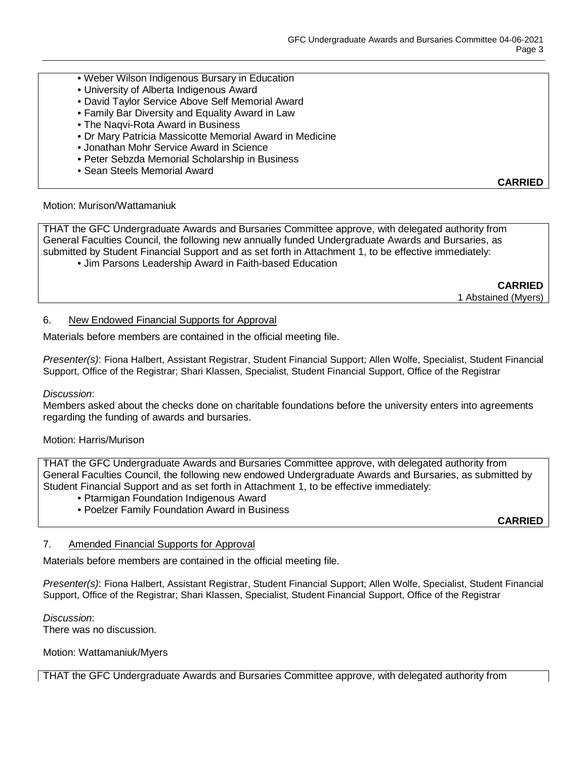- Weber Wilson Indigenous Bursary in Education
- University of Alberta Indigenous Award
- David Taylor Service Above Self Memorial Award
- Family Bar Diversity and Equality Award in Law
- The Naqvi-Rota Award in Business
- Dr Mary Patricia Massicotte Memorial Award in Medicine
- Jonathan Mohr Service Award in Science
- Peter Sebzda Memorial Scholarship in Business
- Sean Steels Memorial Award

**CARRIED**

Motion: Murison/Wattamaniuk

THAT the GFC Undergraduate Awards and Bursaries Committee approve, with delegated authority from General Faculties Council, the following new annually funded Undergraduate Awards and Bursaries, as submitted by Student Financial Support and as set forth in Attachment 1, to be effective immediately:

- Jim Parsons Leadership Award in Faith-based Education

**CARRIED**
1 Abstained (Myers)

6. New Endowed Financial Supports for Approval

Materials before members are contained in the official meeting file.

*Presenter(s)*: Fiona Halbert, Assistant Registrar, Student Financial Support; Allen Wolfe, Specialist, Student Financial Support, Office of the Registrar; Shari Klassen, Specialist, Student Financial Support, Office of the Registrar

*Discussion*:
Members asked about the checks done on charitable foundations before the university enters into agreements regarding the funding of awards and bursaries.

Motion: Harris/Murison

THAT the GFC Undergraduate Awards and Bursaries Committee approve, with delegated authority from General Faculties Council, the following new endowed Undergraduate Awards and Bursaries, as submitted by Student Financial Support and as set forth in Attachment 1, to be effective immediately:

- Ptarmigan Foundation Indigenous Award
- Poelzer Family Foundation Award in Business

**CARRIED**

7. Amended Financial Supports for Approval

Materials before members are contained in the official meeting file.

*Presenter(s)*: Fiona Halbert, Assistant Registrar, Student Financial Support; Allen Wolfe, Specialist, Student Financial Support, Office of the Registrar; Shari Klassen, Specialist, Student Financial Support, Office of the Registrar

*Discussion*:
There was no discussion.

Motion: Wattamaniuk/Myers

THAT the GFC Undergraduate Awards and Bursaries Committee approve, with delegated authority from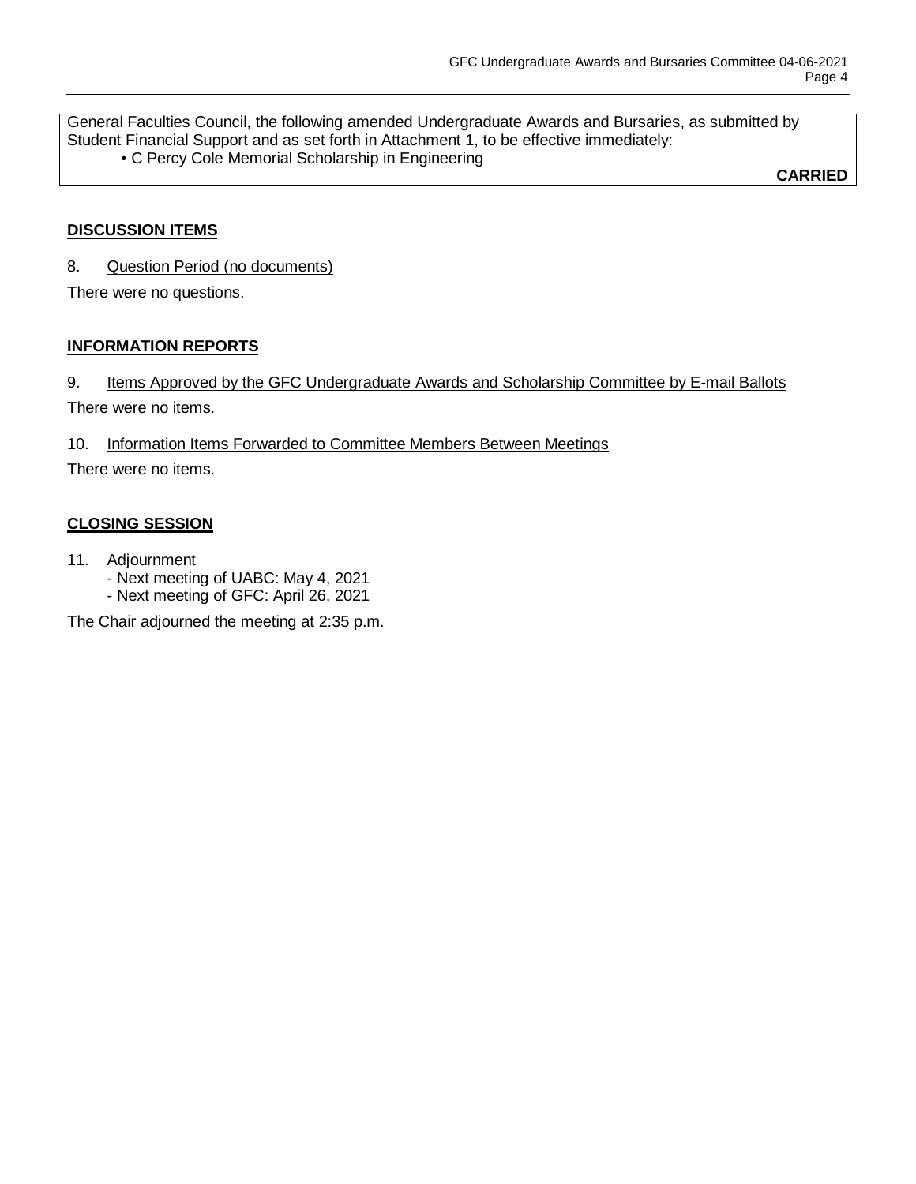General Faculties Council, the following amended Undergraduate Awards and Bursaries, as submitted by Student Financial Support and as set forth in Attachment 1, to be effective immediately:

- C Percy Cole Memorial Scholarship in Engineering

**CARRIED**

## DISCUSSION ITEMS

8. Question Period (no documents)

There were no questions.

## INFORMATION REPORTS

9. Items Approved by the GFC Undergraduate Awards and Scholarship Committee by E-mail Ballots

There were no items.

10. Information Items Forwarded to Committee Members Between Meetings

There were no items.

## CLOSING SESSION

11. Adjournment
    - Next meeting of UABC: May 4, 2021
    - Next meeting of GFC: April 26, 2021

The Chair adjourned the meeting at 2:35 p.m.